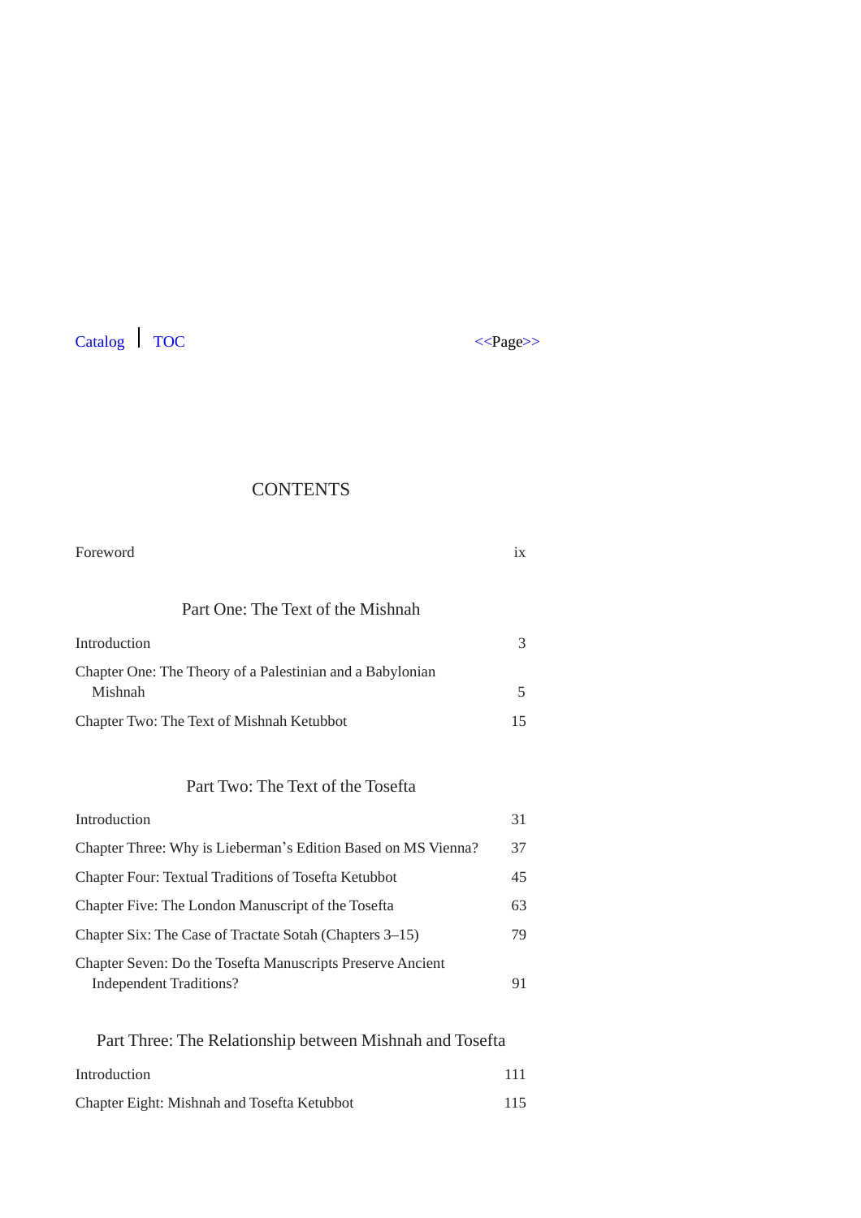# CONTENTS

| | |
|---|---|
| Foreword | ix |

## Part One: The Text of the Mishnah

| | |
|---|---|
| Introduction | 3 |
| Chapter One: The Theory of a Palestinian and a Babylonian Mishnah | 5 |
| Chapter Two: The Text of Mishnah Ketubbot | 15 |

## Part Two: The Text of the Tosefta

| | |
|---|---|
| Introduction | 31 |
| Chapter Three: Why is Lieberman's Edition Based on MS Vienna? | 37 |
| Chapter Four: Textual Traditions of Tosefta Ketubbot | 45 |
| Chapter Five: The London Manuscript of the Tosefta | 63 |
| Chapter Six: The Case of Tractate Sotah (Chapters 3–15) | 79 |
| Chapter Seven: Do the Tosefta Manuscripts Preserve Ancient Independent Traditions? | 91 |

## Part Three: The Relationship between Mishnah and Tosefta

| | |
|---|---|
| Introduction | 111 |
| Chapter Eight: Mishnah and Tosefta Ketubbot | 115 |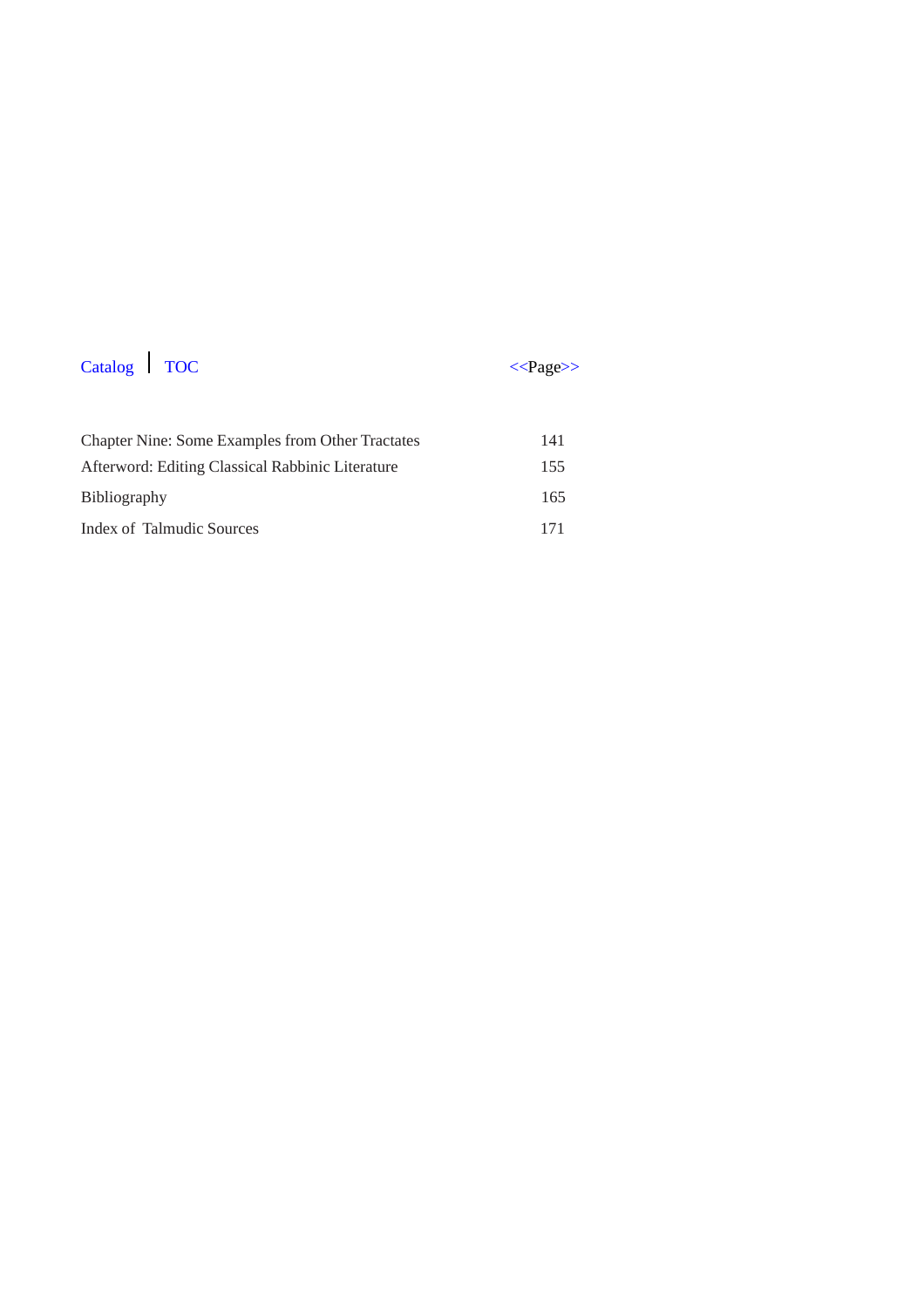Catalog | TOC <<Page>>

| | |
|---|---|
| Chapter Nine: Some Examples from Other Tractates | 141 |
| Afterword: Editing Classical Rabbinic Literature | 155 |
| Bibliography | 165 |
| Index of Talmudic Sources | 171 |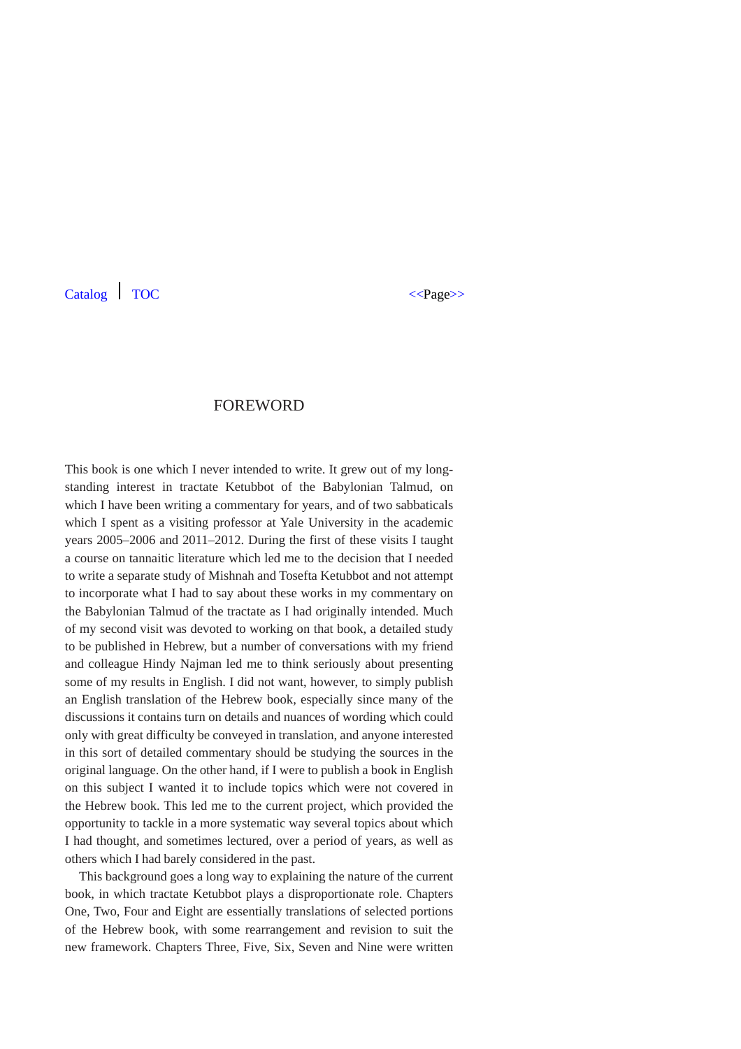# FOREWORD

This book is one which I never intended to write. It grew out of my long-standing interest in tractate Ketubbot of the Babylonian Talmud, on which I have been writing a commentary for years, and of two sabbaticals which I spent as a visiting professor at Yale University in the academic years 2005–2006 and 2011–2012. During the first of these visits I taught a course on tannaitic literature which led me to the decision that I needed to write a separate study of Mishnah and Tosefta Ketubbot and not attempt to incorporate what I had to say about these works in my commentary on the Babylonian Talmud of the tractate as I had originally intended. Much of my second visit was devoted to working on that book, a detailed study to be published in Hebrew, but a number of conversations with my friend and colleague Hindy Najman led me to think seriously about presenting some of my results in English. I did not want, however, to simply publish an English translation of the Hebrew book, especially since many of the discussions it contains turn on details and nuances of wording which could only with great difficulty be conveyed in translation, and anyone interested in this sort of detailed commentary should be studying the sources in the original language. On the other hand, if I were to publish a book in English on this subject I wanted it to include topics which were not covered in the Hebrew book. This led me to the current project, which provided the opportunity to tackle in a more systematic way several topics about which I had thought, and sometimes lectured, over a period of years, as well as others which I had barely considered in the past.

This background goes a long way to explaining the nature of the current book, in which tractate Ketubbot plays a disproportionate role. Chapters One, Two, Four and Eight are essentially translations of selected portions of the Hebrew book, with some rearrangement and revision to suit the new framework. Chapters Three, Five, Six, Seven and Nine were written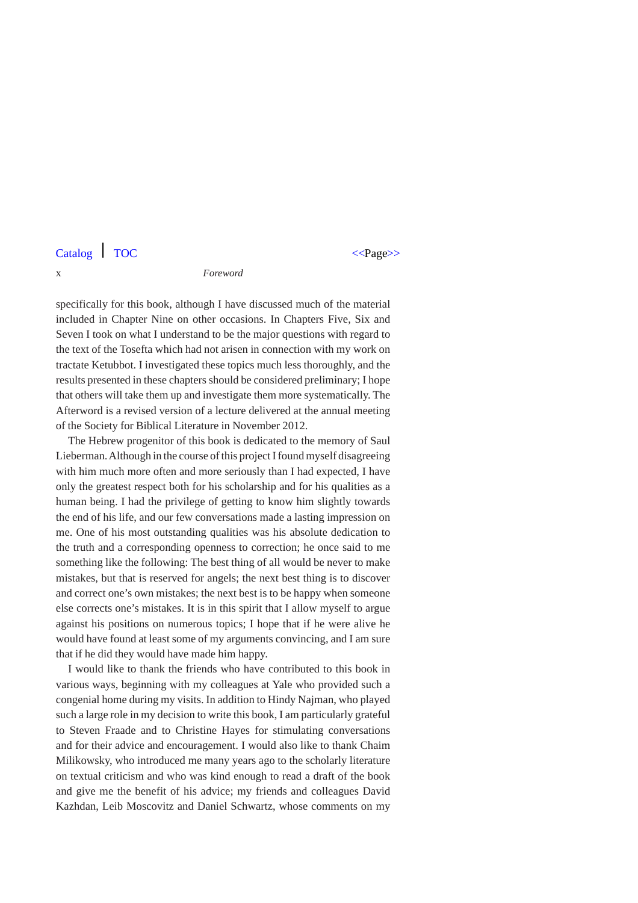specifically for this book, although I have discussed much of the material included in Chapter Nine on other occasions. In Chapters Five, Six and Seven I took on what I understand to be the major questions with regard to the text of the Tosefta which had not arisen in connection with my work on tractate Ketubbot. I investigated these topics much less thoroughly, and the results presented in these chapters should be considered preliminary; I hope that others will take them up and investigate them more systematically. The Afterword is a revised version of a lecture delivered at the annual meeting of the Society for Biblical Literature in November 2012.

The Hebrew progenitor of this book is dedicated to the memory of Saul Lieberman. Although in the course of this project I found myself disagreeing with him much more often and more seriously than I had expected, I have only the greatest respect both for his scholarship and for his qualities as a human being. I had the privilege of getting to know him slightly towards the end of his life, and our few conversations made a lasting impression on me. One of his most outstanding qualities was his absolute dedication to the truth and a corresponding openness to correction; he once said to me something like the following: The best thing of all would be never to make mistakes, but that is reserved for angels; the next best thing is to discover and correct one's own mistakes; the next best is to be happy when someone else corrects one's mistakes. It is in this spirit that I allow myself to argue against his positions on numerous topics; I hope that if he were alive he would have found at least some of my arguments convincing, and I am sure that if he did they would have made him happy.

I would like to thank the friends who have contributed to this book in various ways, beginning with my colleagues at Yale who provided such a congenial home during my visits. In addition to Hindy Najman, who played such a large role in my decision to write this book, I am particularly grateful to Steven Fraade and to Christine Hayes for stimulating conversations and for their advice and encouragement. I would also like to thank Chaim Milikowsky, who introduced me many years ago to the scholarly literature on textual criticism and who was kind enough to read a draft of the book and give me the benefit of his advice; my friends and colleagues David Kazhdan, Leib Moscovitz and Daniel Schwartz, whose comments on my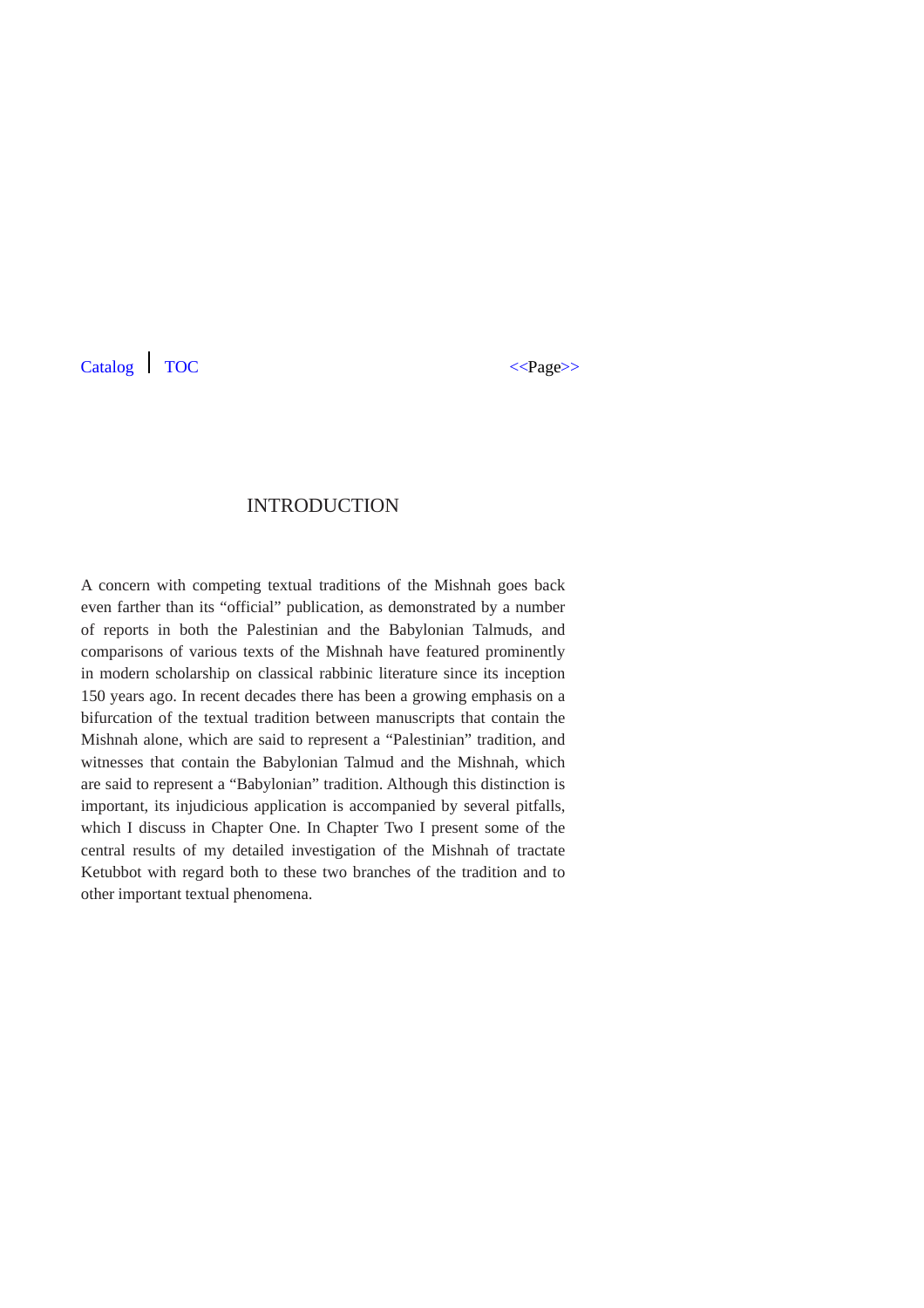# INTRODUCTION

A concern with competing textual traditions of the Mishnah goes back even farther than its "official" publication, as demonstrated by a number of reports in both the Palestinian and the Babylonian Talmuds, and comparisons of various texts of the Mishnah have featured prominently in modern scholarship on classical rabbinic literature since its inception 150 years ago. In recent decades there has been a growing emphasis on a bifurcation of the textual tradition between manuscripts that contain the Mishnah alone, which are said to represent a "Palestinian" tradition, and witnesses that contain the Babylonian Talmud and the Mishnah, which are said to represent a "Babylonian" tradition. Although this distinction is important, its injudicious application is accompanied by several pitfalls, which I discuss in Chapter One. In Chapter Two I present some of the central results of my detailed investigation of the Mishnah of tractate Ketubbot with regard both to these two branches of the tradition and to other important textual phenomena.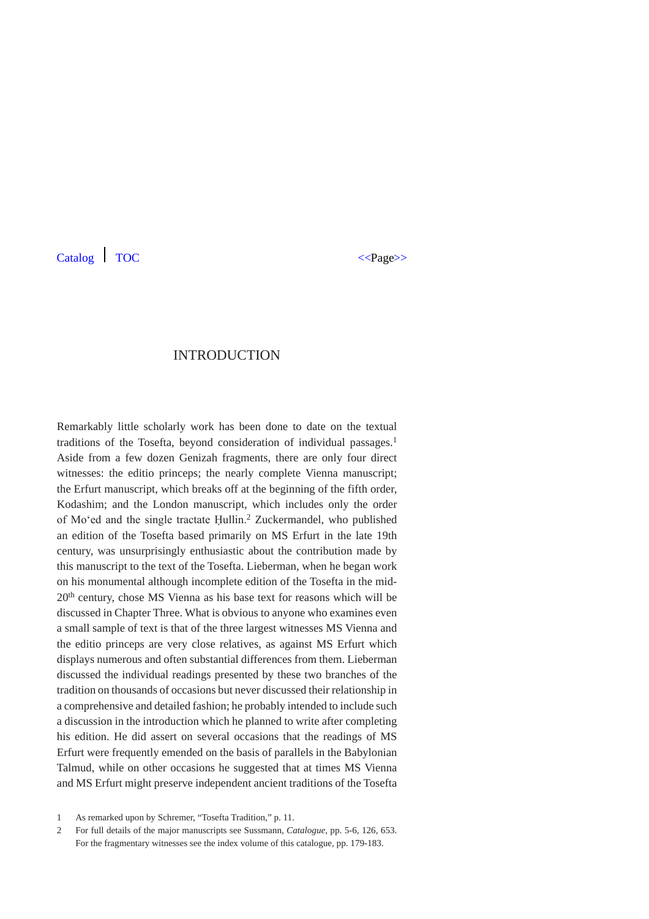# INTRODUCTION

Remarkably little scholarly work has been done to date on the textual traditions of the Tosefta, beyond consideration of individual passages.[1] Aside from a few dozen Genizah fragments, there are only four direct witnesses: the editio princeps; the nearly complete Vienna manuscript; the Erfurt manuscript, which breaks off at the beginning of the fifth order, Kodashim; and the London manuscript, which includes only the order of Moʿed and the single tractate Ḥullin.[2] Zuckermandel, who published an edition of the Tosefta based primarily on MS Erfurt in the late 19th century, was unsurprisingly enthusiastic about the contribution made by this manuscript to the text of the Tosefta. Lieberman, when he began work on his monumental although incomplete edition of the Tosefta in the mid-20th century, chose MS Vienna as his base text for reasons which will be discussed in Chapter Three. What is obvious to anyone who examines even a small sample of text is that of the three largest witnesses MS Vienna and the editio princeps are very close relatives, as against MS Erfurt which displays numerous and often substantial differences from them. Lieberman discussed the individual readings presented by these two branches of the tradition on thousands of occasions but never discussed their relationship in a comprehensive and detailed fashion; he probably intended to include such a discussion in the introduction which he planned to write after completing his edition. He did assert on several occasions that the readings of MS Erfurt were frequently emended on the basis of parallels in the Babylonian Talmud, while on other occasions he suggested that at times MS Vienna and MS Erfurt might preserve independent ancient traditions of the Tosefta

1 As remarked upon by Schremer, "Tosefta Tradition," p. 11.

2 For full details of the major manuscripts see Sussmann, *Catalogue*, pp. 5-6, 126, 653. For the fragmentary witnesses see the index volume of this catalogue, pp. 179-183.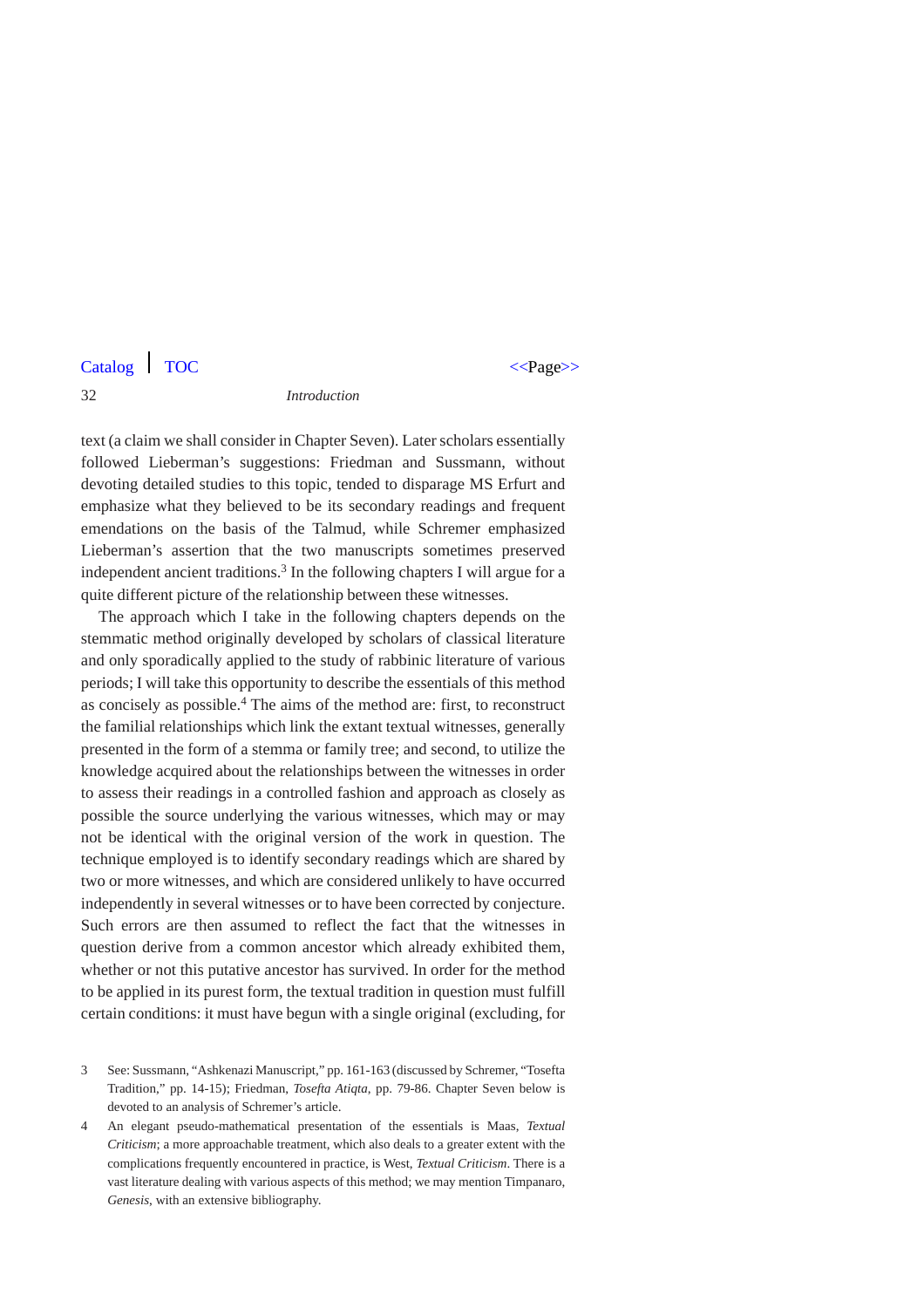text (a claim we shall consider in Chapter Seven). Later scholars essentially followed Lieberman's suggestions: Friedman and Sussmann, without devoting detailed studies to this topic, tended to disparage MS Erfurt and emphasize what they believed to be its secondary readings and frequent emendations on the basis of the Talmud, while Schremer emphasized Lieberman's assertion that the two manuscripts sometimes preserved independent ancient traditions.[3] In the following chapters I will argue for a quite different picture of the relationship between these witnesses.

The approach which I take in the following chapters depends on the stemmatic method originally developed by scholars of classical literature and only sporadically applied to the study of rabbinic literature of various periods; I will take this opportunity to describe the essentials of this method as concisely as possible.[4] The aims of the method are: first, to reconstruct the familial relationships which link the extant textual witnesses, generally presented in the form of a stemma or family tree; and second, to utilize the knowledge acquired about the relationships between the witnesses in order to assess their readings in a controlled fashion and approach as closely as possible the source underlying the various witnesses, which may or may not be identical with the original version of the work in question. The technique employed is to identify secondary readings which are shared by two or more witnesses, and which are considered unlikely to have occurred independently in several witnesses or to have been corrected by conjecture. Such errors are then assumed to reflect the fact that the witnesses in question derive from a common ancestor which already exhibited them, whether or not this putative ancestor has survived. In order for the method to be applied in its purest form, the textual tradition in question must fulfill certain conditions: it must have begun with a single original (excluding, for

3 See: Sussmann, "Ashkenazi Manuscript," pp. 161-163 (discussed by Schremer, "Tosefta Tradition," pp. 14-15); Friedman, *Tosefta Atiqta*, pp. 79-86. Chapter Seven below is devoted to an analysis of Schremer's article.

4 An elegant pseudo-mathematical presentation of the essentials is Maas, *Textual Criticism*; a more approachable treatment, which also deals to a greater extent with the complications frequently encountered in practice, is West, *Textual Criticism*. There is a vast literature dealing with various aspects of this method; we may mention Timpanaro, *Genesis*, with an extensive bibliography.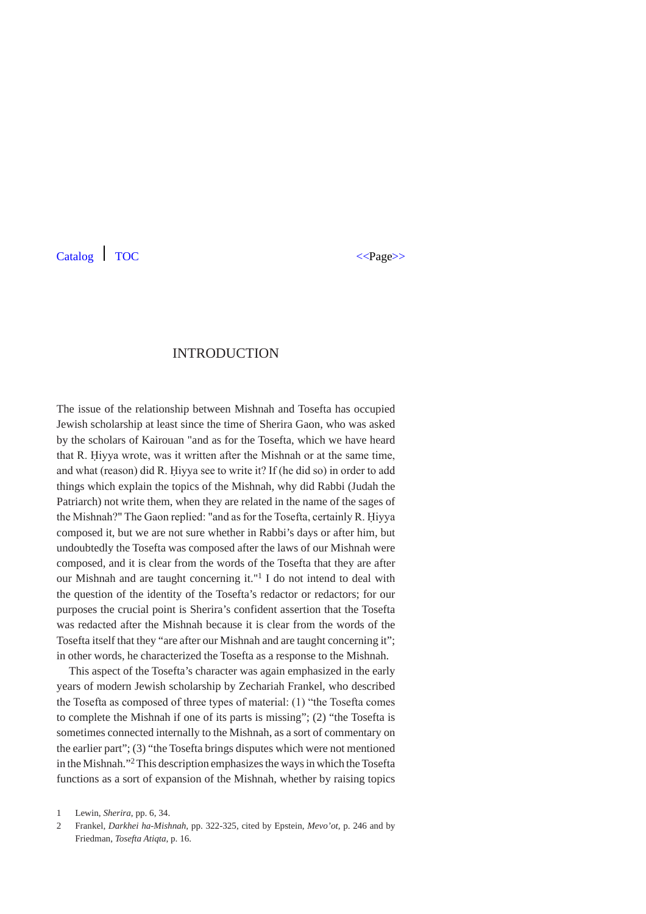# INTRODUCTION

The issue of the relationship between Mishnah and Tosefta has occupied Jewish scholarship at least since the time of Sherira Gaon, who was asked by the scholars of Kairouan "and as for the Tosefta, which we have heard that R. Ḥiyya wrote, was it written after the Mishnah or at the same time, and what (reason) did R. Ḥiyya see to write it? If (he did so) in order to add things which explain the topics of the Mishnah, why did Rabbi (Judah the Patriarch) not write them, when they are related in the name of the sages of the Mishnah?" The Gaon replied: "and as for the Tosefta, certainly R. Ḥiyya composed it, but we are not sure whether in Rabbi's days or after him, but undoubtedly the Tosefta was composed after the laws of our Mishnah were composed, and it is clear from the words of the Tosefta that they are after our Mishnah and are taught concerning it."[1] I do not intend to deal with the question of the identity of the Tosefta's redactor or redactors; for our purposes the crucial point is Sherira's confident assertion that the Tosefta was redacted after the Mishnah because it is clear from the words of the Tosefta itself that they "are after our Mishnah and are taught concerning it"; in other words, he characterized the Tosefta as a response to the Mishnah.

This aspect of the Tosefta's character was again emphasized in the early years of modern Jewish scholarship by Zechariah Frankel, who described the Tosefta as composed of three types of material: (1) "the Tosefta comes to complete the Mishnah if one of its parts is missing"; (2) "the Tosefta is sometimes connected internally to the Mishnah, as a sort of commentary on the earlier part"; (3) "the Tosefta brings disputes which were not mentioned in the Mishnah."[2] This description emphasizes the ways in which the Tosefta functions as a sort of expansion of the Mishnah, whether by raising topics

1 Lewin, *Sherira*, pp. 6, 34.

2 Frankel, *Darkhei ha-Mishnah*, pp. 322-325, cited by Epstein, *Mevo'ot*, p. 246 and by Friedman, *Tosefta Atiqta*, p. 16.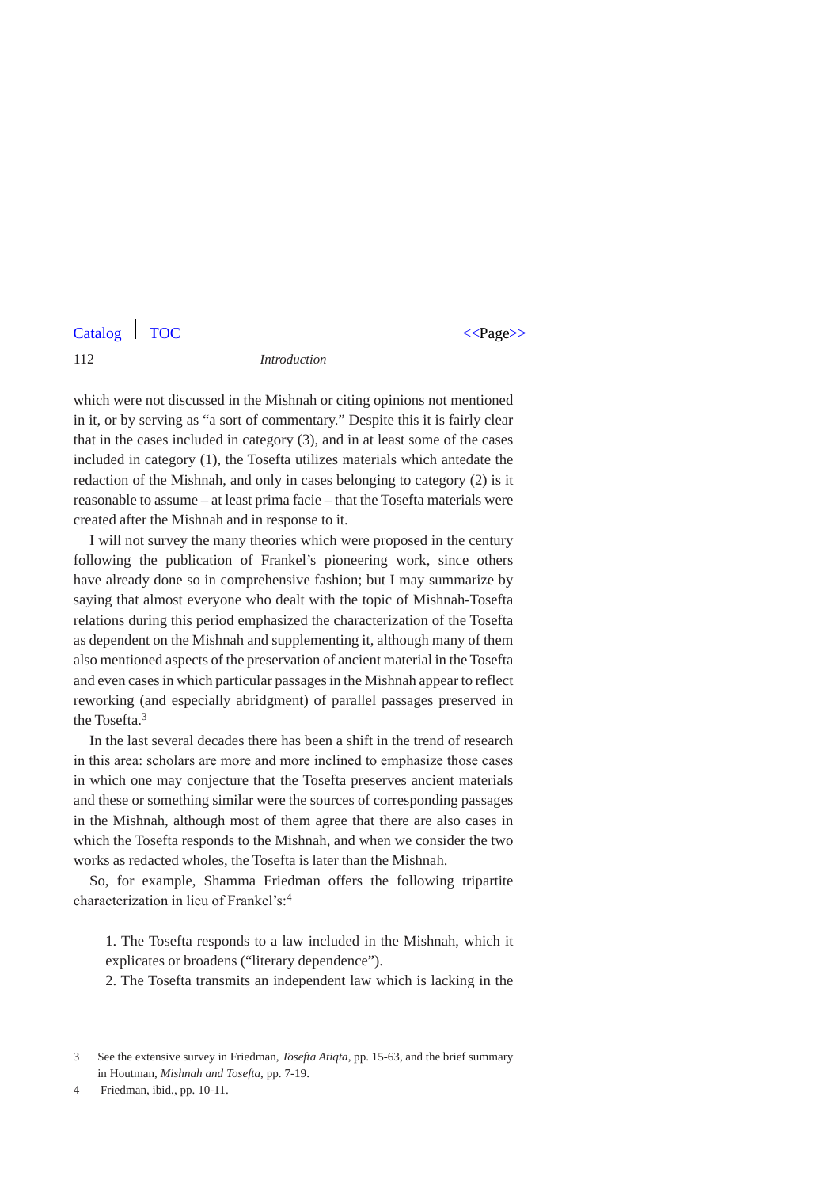which were not discussed in the Mishnah or citing opinions not mentioned in it, or by serving as "a sort of commentary." Despite this it is fairly clear that in the cases included in category (3), and in at least some of the cases included in category (1), the Tosefta utilizes materials which antedate the redaction of the Mishnah, and only in cases belonging to category (2) is it reasonable to assume – at least prima facie – that the Tosefta materials were created after the Mishnah and in response to it.

I will not survey the many theories which were proposed in the century following the publication of Frankel's pioneering work, since others have already done so in comprehensive fashion; but I may summarize by saying that almost everyone who dealt with the topic of Mishnah-Tosefta relations during this period emphasized the characterization of the Tosefta as dependent on the Mishnah and supplementing it, although many of them also mentioned aspects of the preservation of ancient material in the Tosefta and even cases in which particular passages in the Mishnah appear to reflect reworking (and especially abridgment) of parallel passages preserved in the Tosefta.[3]

In the last several decades there has been a shift in the trend of research in this area: scholars are more and more inclined to emphasize those cases in which one may conjecture that the Tosefta preserves ancient materials and these or something similar were the sources of corresponding passages in the Mishnah, although most of them agree that there are also cases in which the Tosefta responds to the Mishnah, and when we consider the two works as redacted wholes, the Tosefta is later than the Mishnah.

So, for example, Shamma Friedman offers the following tripartite characterization in lieu of Frankel's:[4]

> 1. The Tosefta responds to a law included in the Mishnah, which it explicates or broadens ("literary dependence").
> 2. The Tosefta transmits an independent law which is lacking in the

---

3 See the extensive survey in Friedman, *Tosefta Atiqta*, pp. 15-63, and the brief summary in Houtman, *Mishnah and Tosefta*, pp. 7-19.

4 Friedman, ibid., pp. 10-11.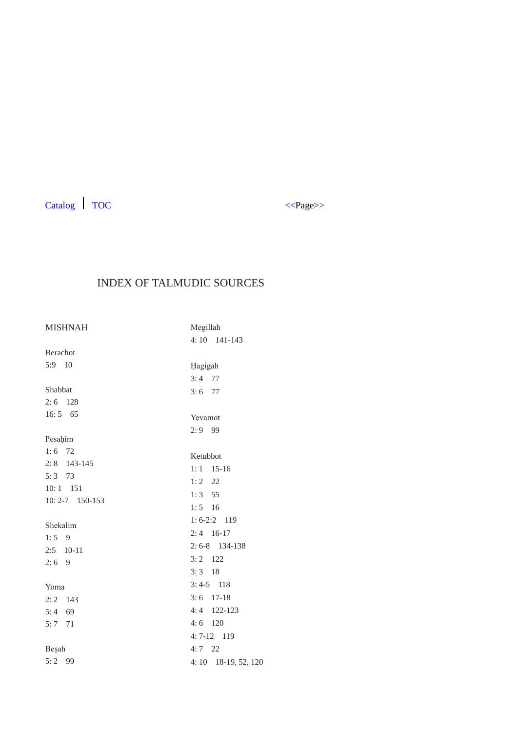# INDEX OF TALMUDIC SOURCES

## MISHNAH

Berachot
5:9 10

Shabbat
2: 6 128
16: 5 65

Pesaḥim
1: 6 72
2: 8 143-145
5: 3 73
10: 1 151
10: 2-7 150-153

Shekalim
1: 5 9
2:5 10-11
2: 6 9

Yoma
2: 2 143
5: 4 69
5: 7 71

Beṣah
5: 2 99

Megillah
4: 10 141-143

Ḥagigah
3: 4 77
3: 6 77

Yevamot
2: 9 99

Ketubbot
1: 1 15-16
1: 2 22
1: 3 55
1: 5 16
1: 6-2:2 119
2: 4 16-17
2: 6-8 134-138
3: 2 122
3: 3 18
3: 4-5 118
3: 6 17-18
4: 4 122-123
4: 6 120
4: 7-12 119
4: 7 22
4: 10 18-19, 52, 120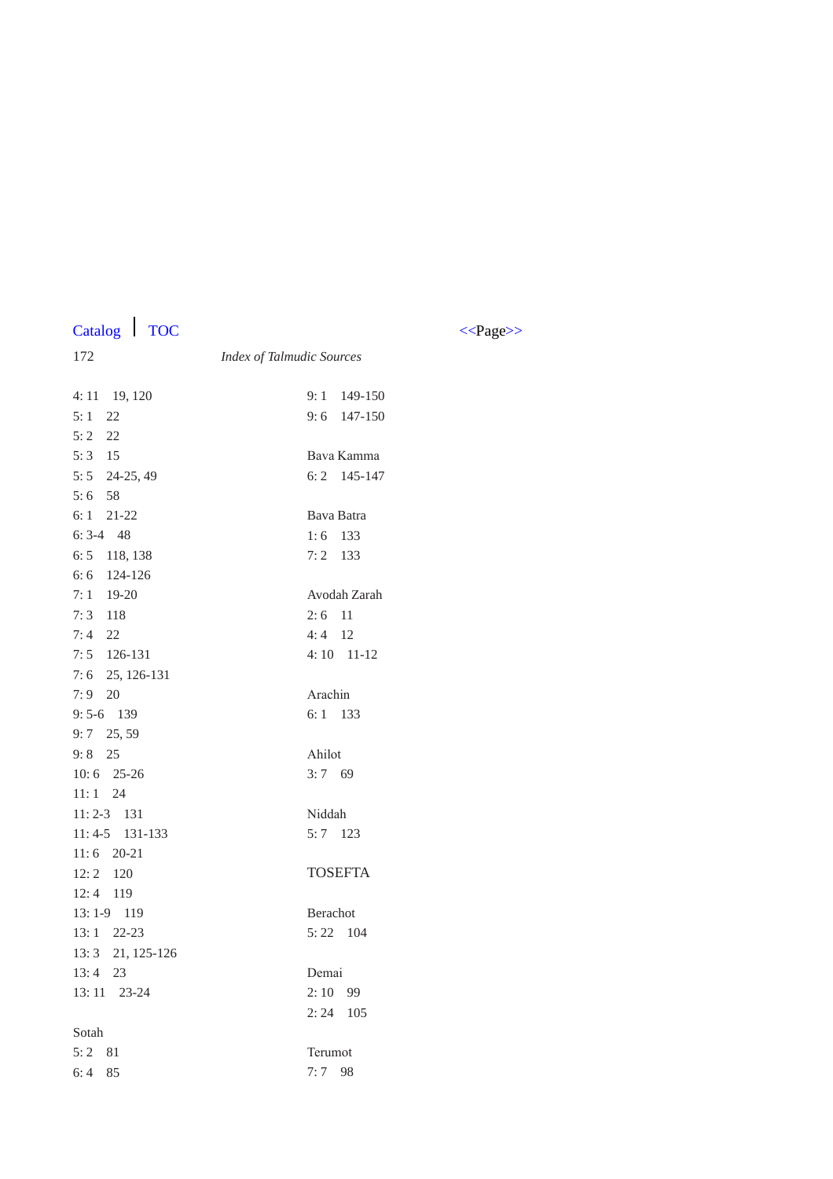4: 11 19, 120
5: 1 22
5: 2 22
5: 3 15
5: 5 24-25, 49
5: 6 58
6: 1 21-22
6: 3-4 48
6: 5 118, 138
6: 6 124-126
7: 1 19-20
7: 3 118
7: 4 22
7: 5 126-131
7: 6 25, 126-131
7: 9 20
9: 5-6 139
9: 7 25, 59
9: 8 25
10: 6 25-26
11: 1 24
11: 2-3 131
11: 4-5 131-133
11: 6 20-21
12: 2 120
12: 4 119
13: 1-9 119
13: 1 22-23
13: 3 21, 125-126
13: 4 23
13: 11 23-24

Sotah
5: 2 81
6: 4 85
9: 1 149-150
9: 6 147-150

Bava Kamma
6: 2 145-147

Bava Batra
1: 6 133
7: 2 133

Avodah Zarah
2: 6 11
4: 4 12
4: 10 11-12

Arachin
6: 1 133

Ahilot
3: 7 69

Niddah
5: 7 123

## TOSEFTA

Berachot
5: 22 104

Demai
2: 10 99
2: 24 105

Terumot
7: 7 98